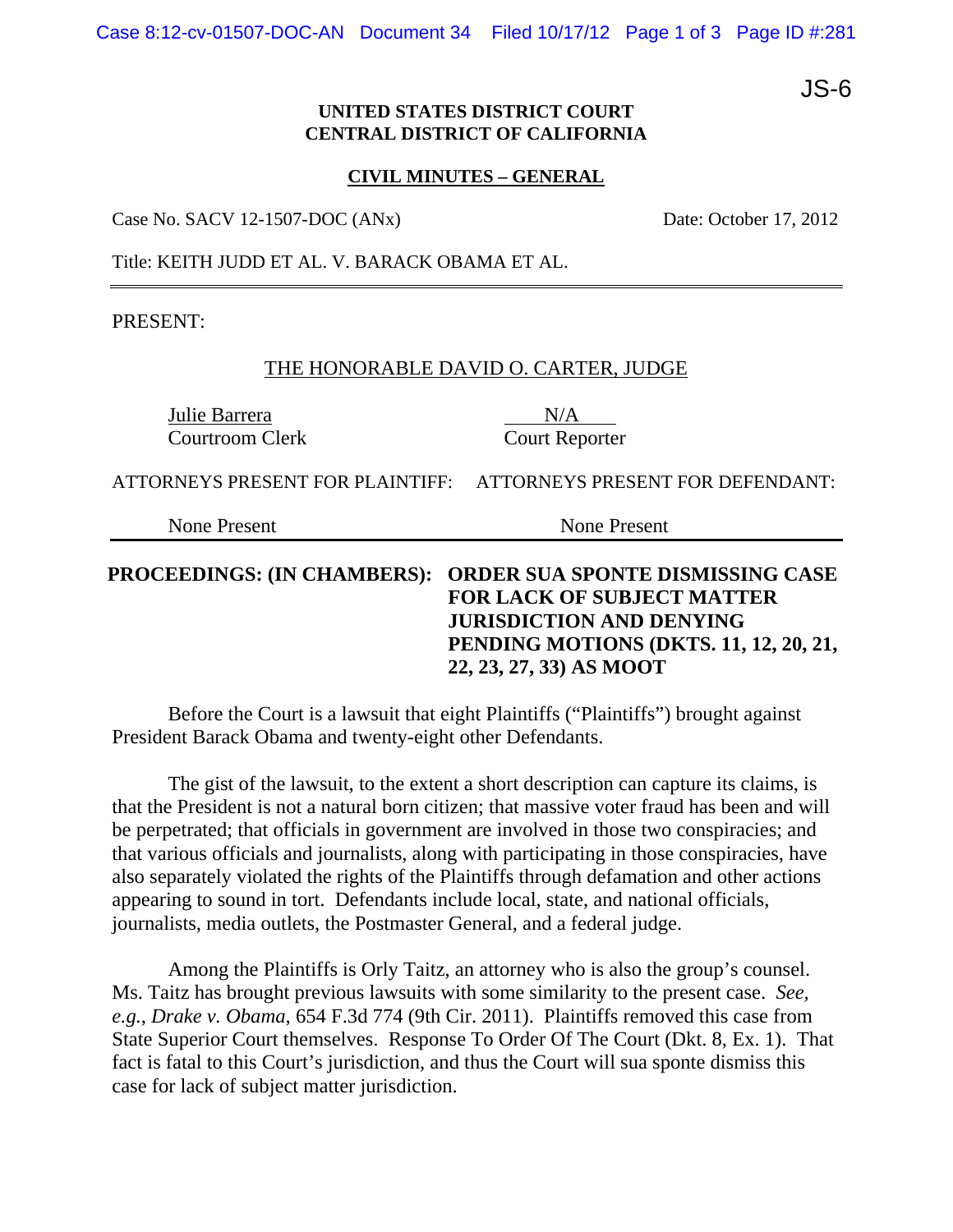JS-6

**UNITED STATES DISTRICT COURT**
**CENTRAL DISTRICT OF CALIFORNIA**

**CIVIL MINUTES – GENERAL**

Case No. SACV 12-1507-DOC (ANx) Date: October 17, 2012

Title: KEITH JUDD ET AL. V. BARACK OBAMA ET AL.

---

PRESENT:

THE HONORABLE DAVID O. CARTER, JUDGE

| Julie Barrera | N/A |
| --- | --- |
| Courtroom Clerk | Court Reporter |

| ATTORNEYS PRESENT FOR PLAINTIFF: | ATTORNEYS PRESENT FOR DEFENDANT: |
| --- | --- |
| None Present | None Present |

---

**PROCEEDINGS: (IN CHAMBERS): ORDER SUA SPONTE DISMISSING CASE FOR LACK OF SUBJECT MATTER JURISDICTION AND DENYING PENDING MOTIONS (DKTS. 11, 12, 20, 21, 22, 23, 27, 33) AS MOOT**

Before the Court is a lawsuit that eight Plaintiffs ("Plaintiffs") brought against President Barack Obama and twenty-eight other Defendants.

The gist of the lawsuit, to the extent a short description can capture its claims, is that the President is not a natural born citizen; that massive voter fraud has been and will be perpetrated; that officials in government are involved in those two conspiracies; and that various officials and journalists, along with participating in those conspiracies, have also separately violated the rights of the Plaintiffs through defamation and other actions appearing to sound in tort. Defendants include local, state, and national officials, journalists, media outlets, the Postmaster General, and a federal judge.

Among the Plaintiffs is Orly Taitz, an attorney who is also the group's counsel. Ms. Taitz has brought previous lawsuits with some similarity to the present case. *See, e.g.*, *Drake v. Obama*, 654 F.3d 774 (9th Cir. 2011). Plaintiffs removed this case from State Superior Court themselves. Response To Order Of The Court (Dkt. 8, Ex. 1). That fact is fatal to this Court's jurisdiction, and thus the Court will sua sponte dismiss this case for lack of subject matter jurisdiction.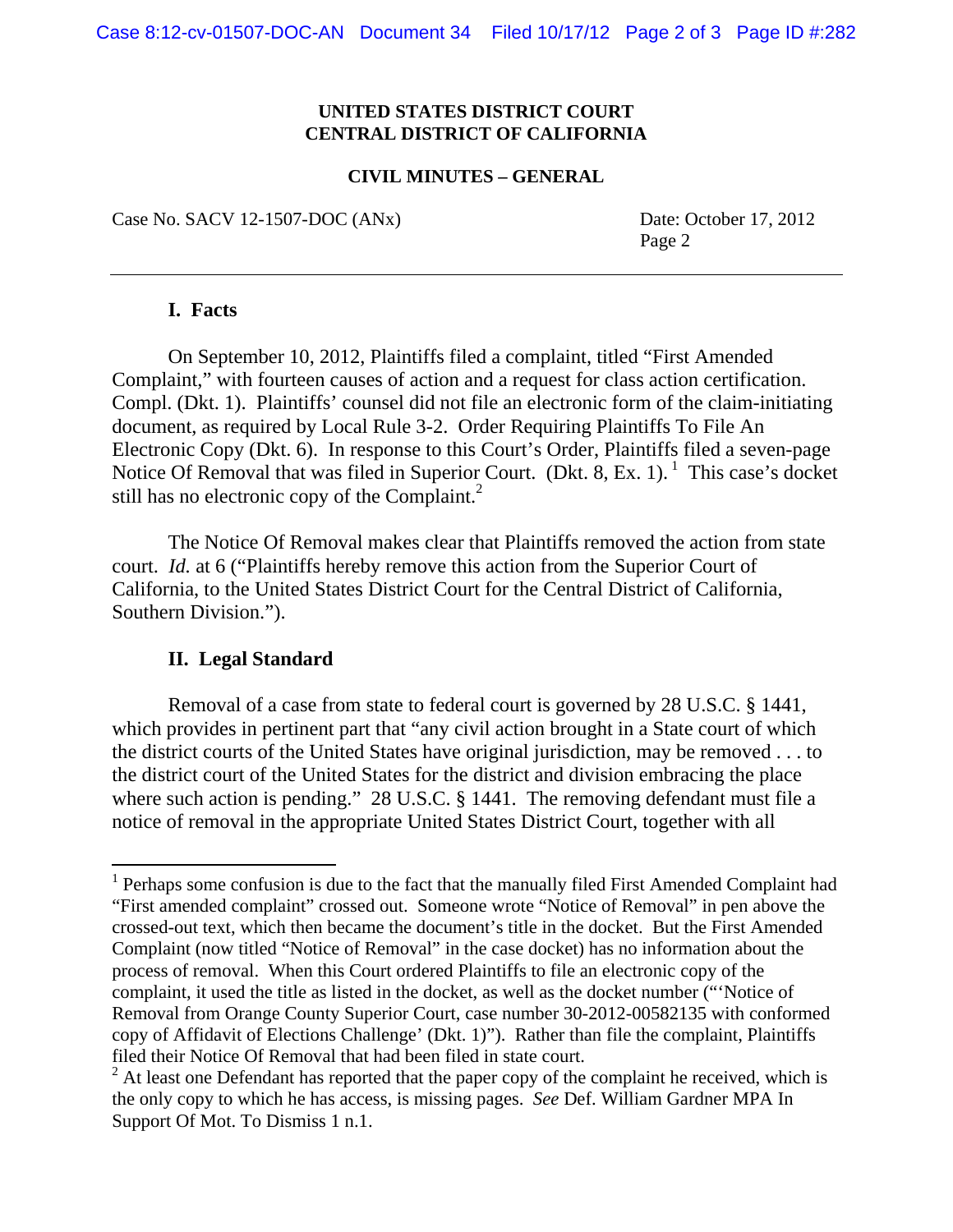**UNITED STATES DISTRICT COURT**
**CENTRAL DISTRICT OF CALIFORNIA**

**CIVIL MINUTES – GENERAL**

Case No. SACV 12-1507-DOC (ANx) Date: October 17, 2012
Page 2

---

## I. Facts

On September 10, 2012, Plaintiffs filed a complaint, titled "First Amended Complaint," with fourteen causes of action and a request for class action certification. Compl. (Dkt. 1). Plaintiffs' counsel did not file an electronic form of the claim-initiating document, as required by Local Rule 3-2. Order Requiring Plaintiffs To File An Electronic Copy (Dkt. 6). In response to this Court's Order, Plaintiffs filed a seven-page Notice Of Removal that was filed in Superior Court. (Dkt. 8, Ex. 1).[1] This case's docket still has no electronic copy of the Complaint.[2]

The Notice Of Removal makes clear that Plaintiffs removed the action from state court. *Id.* at 6 ("Plaintiffs hereby remove this action from the Superior Court of California, to the United States District Court for the Central District of California, Southern Division.").

## II. Legal Standard

Removal of a case from state to federal court is governed by 28 U.S.C. § 1441, which provides in pertinent part that "any civil action brought in a State court of which the district courts of the United States have original jurisdiction, may be removed . . . to the district court of the United States for the district and division embracing the place where such action is pending." 28 U.S.C. § 1441. The removing defendant must file a notice of removal in the appropriate United States District Court, together with all

---

[1] Perhaps some confusion is due to the fact that the manually filed First Amended Complaint had "First amended complaint" crossed out. Someone wrote "Notice of Removal" in pen above the crossed-out text, which then became the document's title in the docket. But the First Amended Complaint (now titled "Notice of Removal" in the case docket) has no information about the process of removal. When this Court ordered Plaintiffs to file an electronic copy of the complaint, it used the title as listed in the docket, as well as the docket number ("'Notice of Removal from Orange County Superior Court, case number 30-2012-00582135 with conformed copy of Affidavit of Elections Challenge' (Dkt. 1)"). Rather than file the complaint, Plaintiffs filed their Notice Of Removal that had been filed in state court.

[2] At least one Defendant has reported that the paper copy of the complaint he received, which is the only copy to which he has access, is missing pages. *See* Def. William Gardner MPA In Support Of Mot. To Dismiss 1 n.1.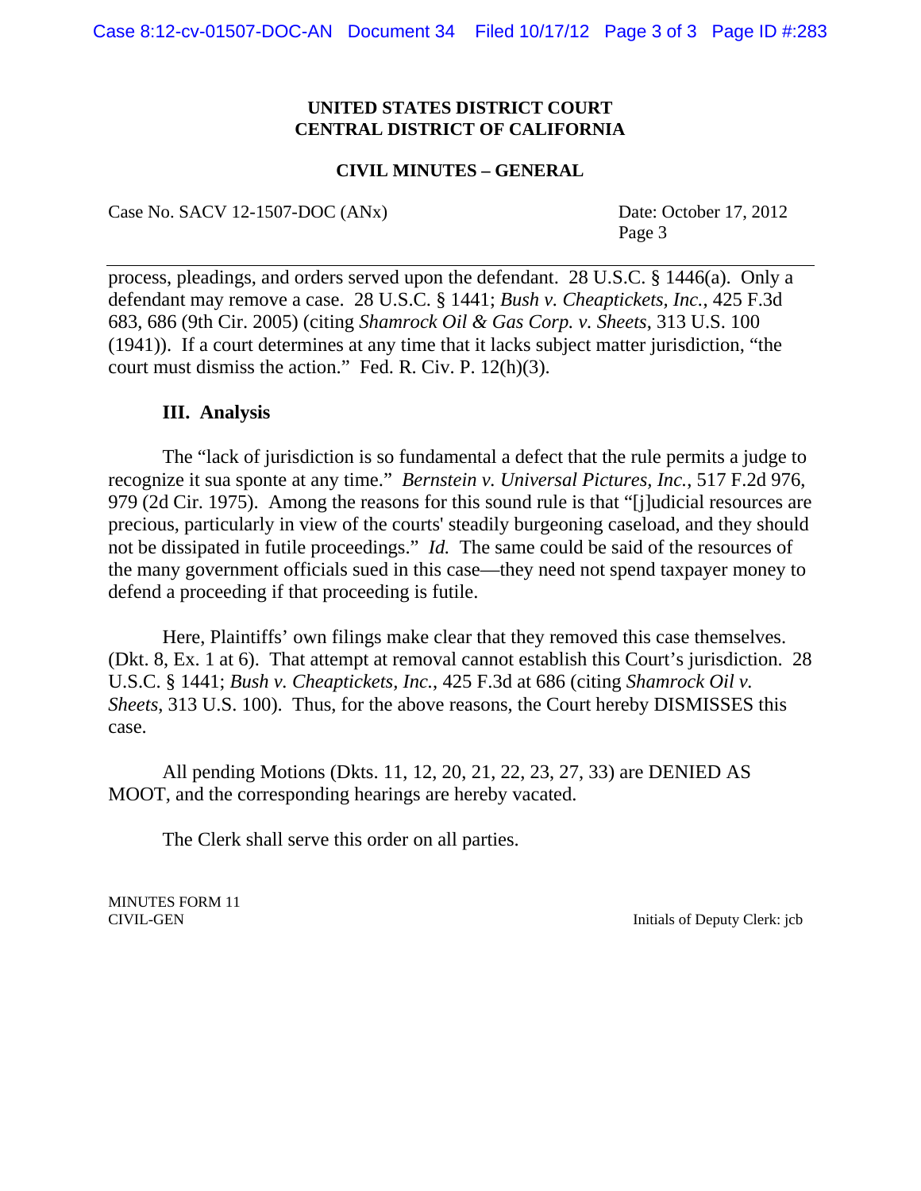**UNITED STATES DISTRICT COURT**
**CENTRAL DISTRICT OF CALIFORNIA**

**CIVIL MINUTES – GENERAL**

Case No. SACV 12-1507-DOC (ANx) Date: October 17, 2012

process, pleadings, and orders served upon the defendant. 28 U.S.C. § 1446(a). Only a defendant may remove a case. 28 U.S.C. § 1441; *Bush v. Cheaptickets, Inc.*, 425 F.3d 683, 686 (9th Cir. 2005) (citing *Shamrock Oil & Gas Corp. v. Sheets*, 313 U.S. 100 (1941)). If a court determines at any time that it lacks subject matter jurisdiction, "the court must dismiss the action." Fed. R. Civ. P. 12(h)(3).

### III. Analysis

The "lack of jurisdiction is so fundamental a defect that the rule permits a judge to recognize it sua sponte at any time." *Bernstein v. Universal Pictures, Inc.*, 517 F.2d 976, 979 (2d Cir. 1975). Among the reasons for this sound rule is that "[j]udicial resources are precious, particularly in view of the courts' steadily burgeoning caseload, and they should not be dissipated in futile proceedings." *Id.* The same could be said of the resources of the many government officials sued in this case—they need not spend taxpayer money to defend a proceeding if that proceeding is futile.

Here, Plaintiffs' own filings make clear that they removed this case themselves. (Dkt. 8, Ex. 1 at 6). That attempt at removal cannot establish this Court's jurisdiction. 28 U.S.C. § 1441; *Bush v. Cheaptickets, Inc.*, 425 F.3d at 686 (citing *Shamrock Oil v. Sheets*, 313 U.S. 100). Thus, for the above reasons, the Court hereby DISMISSES this case.

All pending Motions (Dkts. 11, 12, 20, 21, 22, 23, 27, 33) are DENIED AS MOOT, and the corresponding hearings are hereby vacated.

The Clerk shall serve this order on all parties.

MINUTES FORM 11
CIVIL-GEN

Initials of Deputy Clerk: jcb